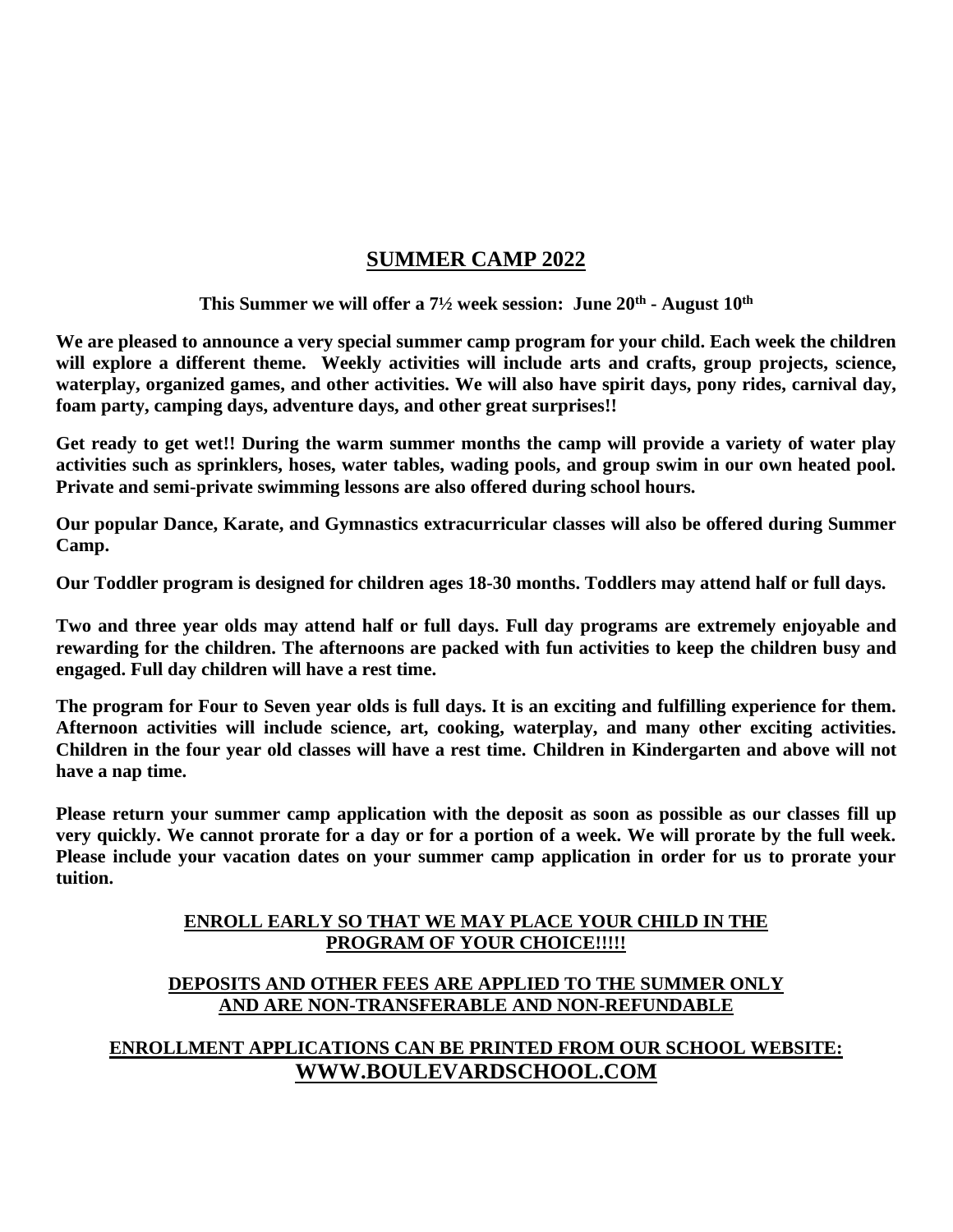# SUMMER CAMP 2022

**This Summer we will offer a 7½ week session: June 20th - August 10th**

**We are pleased to announce a very special summer camp program for your child. Each week the children will explore a different theme. Weekly activities will include arts and crafts, group projects, science, waterplay, organized games, and other activities. We will also have spirit days, pony rides, carnival day, foam party, camping days, adventure days, and other great surprises!!**

**Get ready to get wet!! During the warm summer months the camp will provide a variety of water play activities such as sprinklers, hoses, water tables, wading pools, and group swim in our own heated pool. Private and semi-private swimming lessons are also offered during school hours.**

**Our popular Dance, Karate, and Gymnastics extracurricular classes will also be offered during Summer Camp.**

**Our Toddler program is designed for children ages 18-30 months. Toddlers may attend half or full days.**

**Two and three year olds may attend half or full days. Full day programs are extremely enjoyable and rewarding for the children. The afternoons are packed with fun activities to keep the children busy and engaged. Full day children will have a rest time.**

**The program for Four to Seven year olds is full days. It is an exciting and fulfilling experience for them. Afternoon activities will include science, art, cooking, waterplay, and many other exciting activities. Children in the four year old classes will have a rest time. Children in Kindergarten and above will not have a nap time.**

**Please return your summer camp application with the deposit as soon as possible as our classes fill up very quickly. We cannot prorate for a day or for a portion of a week. We will prorate by the full week. Please include your vacation dates on your summer camp application in order for us to prorate your tuition.**

**ENROLL EARLY SO THAT WE MAY PLACE YOUR CHILD IN THE PROGRAM OF YOUR CHOICE!!!!!**

**DEPOSITS AND OTHER FEES ARE APPLIED TO THE SUMMER ONLY AND ARE NON-TRANSFERABLE AND NON-REFUNDABLE**

**ENROLLMENT APPLICATIONS CAN BE PRINTED FROM OUR SCHOOL WEBSITE: WWW.BOULEVARDSCHOOL.COM**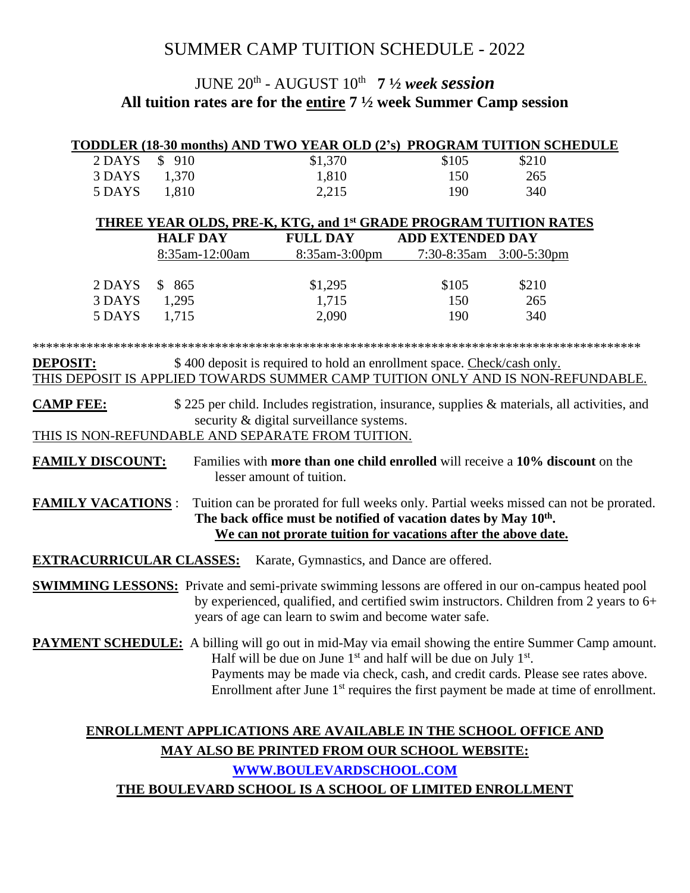# SUMMER CAMP TUITION SCHEDULE - 2022

## JUNE 20th - AUGUST 10th **7 ½ *week session***

**All tuition rates are for the <u>entire</u> 7 ½ week Summer Camp session**

**<u>TODDLER (18-30 months) AND TWO YEAR OLD (2's) PROGRAM TUITION SCHEDULE</u>**

| | | | | |
|---|---|---|---|---|
| 2 DAYS | $ 910 | $1,370 | $105 | $210 |
| 3 DAYS | 1,370 | 1,810 | 150 | 265 |
| 5 DAYS | 1,810 | 2,215 | 190 | 340 |

**<u>THREE YEAR OLDS, PRE-K, KTG, and 1st GRADE PROGRAM TUITION RATES</u>**

| | HALF DAY | FULL DAY | ADD EXTENDED DAY | |
|---|---|---|---|---|
| | 8:35am-12:00am | 8:35am-3:00pm | 7:30-8:35am | 3:00-5:30pm |
| 2 DAYS | $ 865 | $1,295 | $105 | $210 |
| 3 DAYS | 1,295 | 1,715 | 150 | 265 |
| 5 DAYS | 1,715 | 2,090 | 190 | 340 |

***************************************************************************************

**<u>DEPOSIT:</u>** $ 400 deposit is required to hold an enrollment space. <u>Check/cash only.</u>
<u>THIS DEPOSIT IS APPLIED TOWARDS SUMMER CAMP TUITION ONLY AND IS NON-REFUNDABLE.</u>

**<u>CAMP FEE:</u>** $ 225 per child. Includes registration, insurance, supplies & materials, all activities, and security & digital surveillance systems.
<u>THIS IS NON-REFUNDABLE AND SEPARATE FROM TUITION.</u>

**<u>FAMILY DISCOUNT:</u>** Families with **more than one child enrolled** will receive a **10% discount** on the lesser amount of tuition.

**<u>FAMILY VACATIONS</u>** : Tuition can be prorated for full weeks only. Partial weeks missed can not be prorated. **The back office must be notified of vacation dates by May 10th.** **<u>We can not prorate tuition for vacations after the above date.</u>**

**<u>EXTRACURRICULAR CLASSES:</u>** Karate, Gymnastics, and Dance are offered.

**<u>SWIMMING LESSONS:</u>** Private and semi-private swimming lessons are offered in our on-campus heated pool by experienced, qualified, and certified swim instructors. Children from 2 years to 6+ years of age can learn to swim and become water safe.

**<u>PAYMENT SCHEDULE:</u>** A billing will go out in mid-May via email showing the entire Summer Camp amount. Half will be due on June 1st and half will be due on July 1st.
Payments may be made via check, cash, and credit cards. Please see rates above.
Enrollment after June 1st requires the first payment be made at time of enrollment.

**<u>ENROLLMENT APPLICATIONS ARE AVAILABLE IN THE SCHOOL OFFICE AND MAY ALSO BE PRINTED FROM OUR SCHOOL WEBSITE:</u>**

**<u>WWW.BOULEVARDSCHOOL.COM</u>**

**<u>THE BOULEVARD SCHOOL IS A SCHOOL OF LIMITED ENROLLMENT</u>**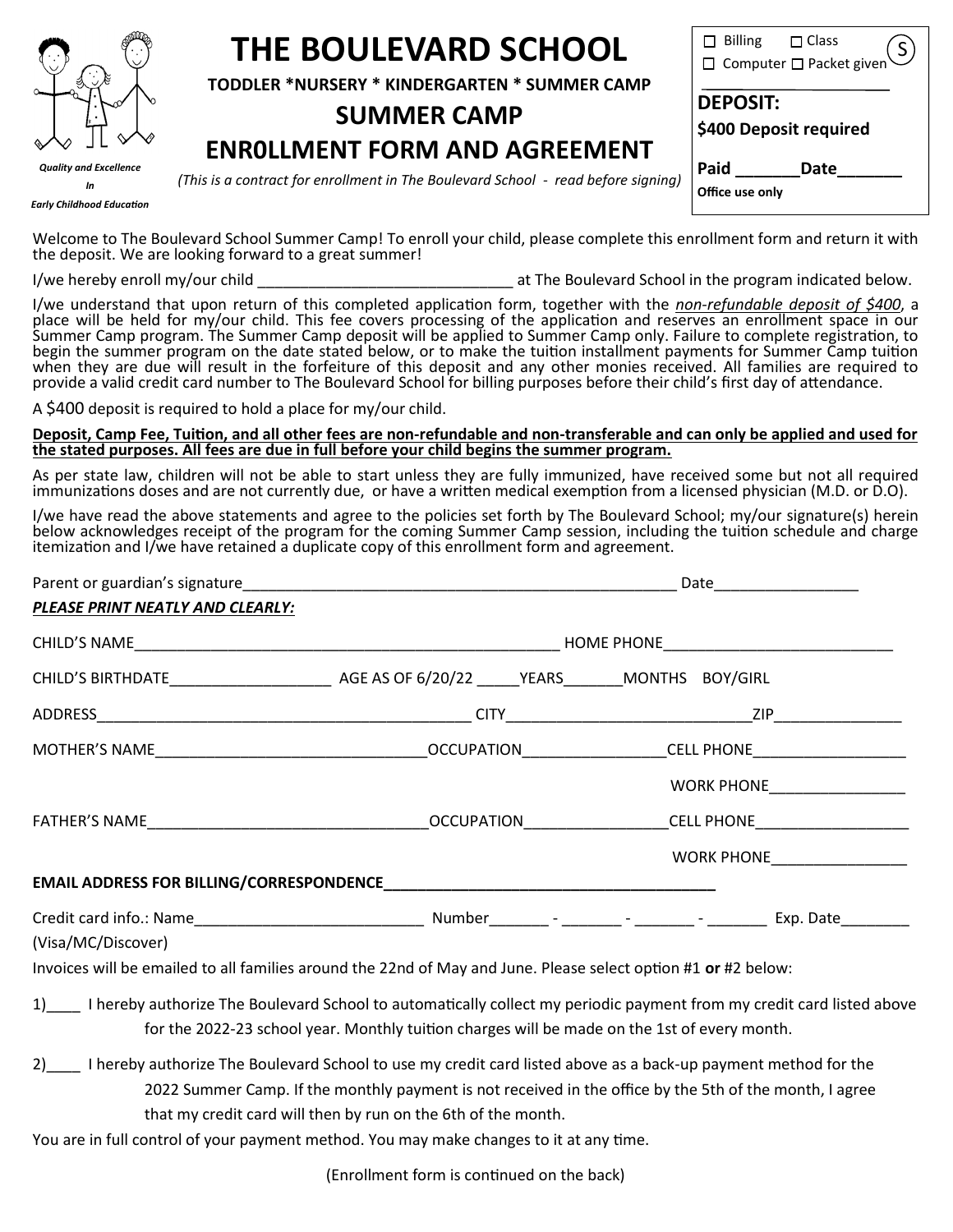*Quality and Excellence In Early Childhood Education*

# THE BOULEVARD SCHOOL

**TODDLER *NURSERY * KINDERGARTEN * SUMMER CAMP**

## SUMMER CAMP

## ENR0LLMENT FORM AND AGREEMENT

*(This is a contract for enrollment in The Boulevard School - read before signing)*

☐ Billing ☐ Class ☐ Computer ☐ Packet given (S)

______________________

**DEPOSIT:**

**$400 Deposit required**

**Paid _______Date_______**

**Office use only**

Welcome to The Boulevard School Summer Camp! To enroll your child, please complete this enrollment form and return it with the deposit. We are looking forward to a great summer!

I/we hereby enroll my/our child ______________________________ at The Boulevard School in the program indicated below.

I/we understand that upon return of this completed application form, together with the *non-refundable deposit of $400*, a place will be held for my/our child. This fee covers processing of the application and reserves an enrollment space in our Summer Camp program. The Summer Camp deposit will be applied to Summer Camp only. Failure to complete registration, to begin the summer program on the date stated below, or to make the tuition installment payments for Summer Camp tuition when they are due will result in the forfeiture of this deposit and any other monies received. All families are required to provide a valid credit card number to The Boulevard School for billing purposes before their child's first day of attendance.

A $400 deposit is required to hold a place for my/our child.

**Deposit, Camp Fee, Tuition, and all other fees are non-refundable and non-transferable and can only be applied and used for the stated purposes. All fees are due in full before your child begins the summer program.**

As per state law, children will not be able to start unless they are fully immunized, have received some but not all required immunizations doses and are not currently due, or have a written medical exemption from a licensed physician (M.D. or D.O).

I/we have read the above statements and agree to the policies set forth by The Boulevard School; my/our signature(s) herein below acknowledges receipt of the program for the coming Summer Camp session, including the tuition schedule and charge itemization and I/we have retained a duplicate copy of this enrollment form and agreement.

Parent or guardian's signature____________________________________________________ Date_________________

***PLEASE PRINT NEATLY AND CLEARLY:***

CHILD'S NAME_________________________________________________ HOME PHONE___________________________

CHILD'S BIRTHDATE__________________ AGE AS OF 6/20/22 _____YEARS_______MONTHS BOY/GIRL

ADDRESS___________________________________________ CITY____________________________ZIP_______________

MOTHER'S NAME_______________________________OCCUPATION________________CELL PHONE__________________

WORK PHONE________________

FATHER'S NAME________________________________OCCUPATION________________CELL PHONE__________________

WORK PHONE________________

**EMAIL ADDRESS FOR BILLING/CORRESPONDENCE_______________________________________**

Credit card info.: Name___________________________ Number_______ - _______ - _______ - _______ Exp. Date________

(Visa/MC/Discover)

Invoices will be emailed to all families around the 22nd of May and June. Please select option #1 **or** #2 below:

1)____ I hereby authorize The Boulevard School to automatically collect my periodic payment from my credit card listed above for the 2022-23 school year. Monthly tuition charges will be made on the 1st of every month.

2)____ I hereby authorize The Boulevard School to use my credit card listed above as a back-up payment method for the 2022 Summer Camp. If the monthly payment is not received in the office by the 5th of the month, I agree that my credit card will then by run on the 6th of the month.

You are in full control of your payment method. You may make changes to it at any time.

(Enrollment form is continued on the back)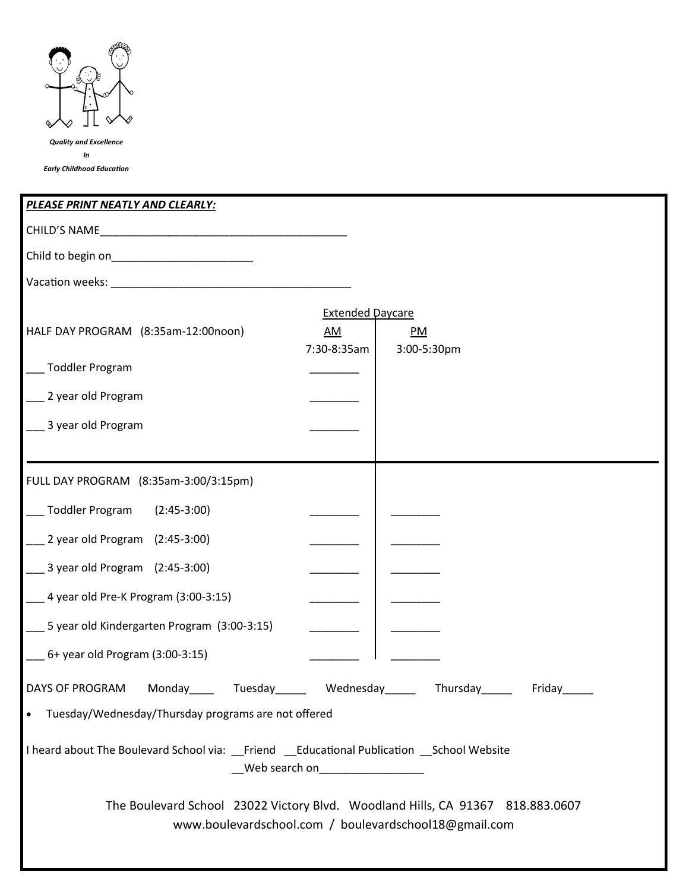*Quality and Excellence*
*In*
*Early Childhood Education*

***PLEASE PRINT NEATLY AND CLEARLY:***

CHILD'S NAME_________________________________________

Child to begin on_______________________

Vacation weeks: _______________________________________

| | Extended Daycare | |
|---|---|---|
| HALF DAY PROGRAM (8:35am-12:00noon) | AM 7:30-8:35am | PM 3:00-5:30pm |
| ___ Toddler Program | ________ | |
| ___ 2 year old Program | ________ | |
| ___ 3 year old Program | ________ | |
| FULL DAY PROGRAM (8:35am-3:00/3:15pm) | | |
| ___ Toddler Program (2:45-3:00) | ________ | ________ |
| ___ 2 year old Program (2:45-3:00) | ________ | ________ |
| ___ 3 year old Program (2:45-3:00) | ________ | ________ |
| ___ 4 year old Pre-K Program (3:00-3:15) | ________ | ________ |
| ___ 5 year old Kindergarten Program (3:00-3:15) | ________ | ________ |
| ___ 6+ year old Program (3:00-3:15) | ________ | ________ |

DAYS OF PROGRAM Monday____ Tuesday_____ Wednesday_____ Thursday_____ Friday_____

- Tuesday/Wednesday/Thursday programs are not offered

I heard about The Boulevard School via: __Friend __Educational Publication __School Website __Web search on_________________

The Boulevard School 23022 Victory Blvd. Woodland Hills, CA 91367 818.883.0607
www.boulevardschool.com / boulevardschool18@gmail.com